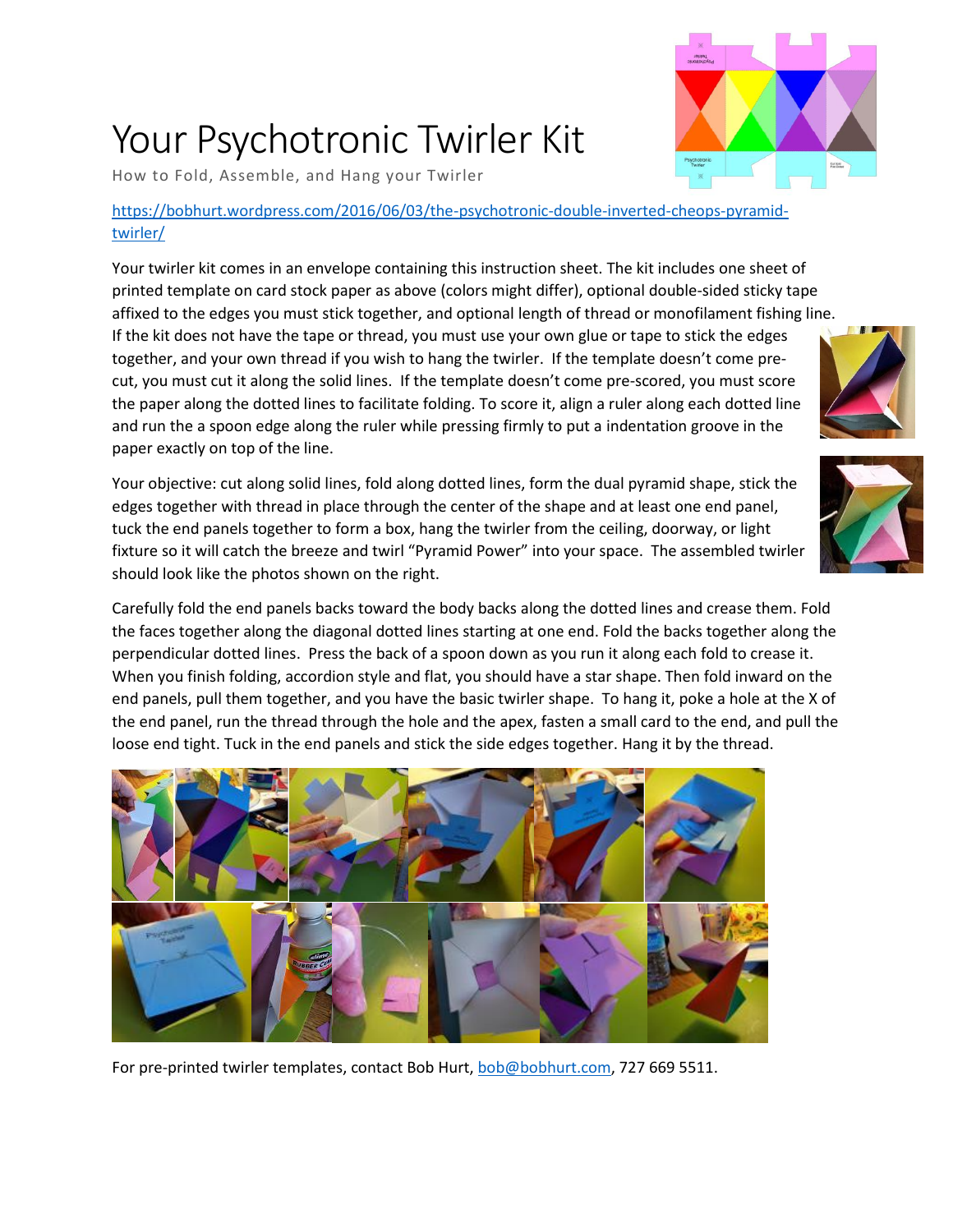# Your Psychotronic Twirler Kit

How to Fold, Assemble, and Hang your Twirler

[https://bobhurt.wordpress.com/2016/06/03/the-psychotronic-double-inverted-cheops-pyramid-twirler/](https://bobhurt.wordpress.com/2016/06/03/the-psychotronic-double-inverted-cheops-pyramid-twirler/)

Your twirler kit comes in an envelope containing this instruction sheet. The kit includes one sheet of printed template on card stock paper as above (colors might differ), optional double-sided sticky tape affixed to the edges you must stick together, and optional length of thread or monofilament fishing line. If the kit does not have the tape or thread, you must use your own glue or tape to stick the edges together, and your own thread if you wish to hang the twirler. If the template doesn't come pre-cut, you must cut it along the solid lines. If the template doesn't come pre-scored, you must score the paper along the dotted lines to facilitate folding. To score it, align a ruler along each dotted line and run the a spoon edge along the ruler while pressing firmly to put a indentation groove in the paper exactly on top of the line.

Your objective: cut along solid lines, fold along dotted lines, form the dual pyramid shape, stick the edges together with thread in place through the center of the shape and at least one end panel, tuck the end panels together to form a box, hang the twirler from the ceiling, doorway, or light fixture so it will catch the breeze and twirl "Pyramid Power" into your space. The assembled twirler should look like the photos shown on the right.

Carefully fold the end panels backs toward the body backs along the dotted lines and crease them. Fold the faces together along the diagonal dotted lines starting at one end. Fold the backs together along the perpendicular dotted lines. Press the back of a spoon down as you run it along each fold to crease it. When you finish folding, accordion style and flat, you should have a star shape. Then fold inward on the end panels, pull them together, and you have the basic twirler shape. To hang it, poke a hole at the X of the end panel, run the thread through the hole and the apex, fasten a small card to the end, and pull the loose end tight. Tuck in the end panels and stick the side edges together. Hang it by the thread.

For pre-printed twirler templates, contact Bob Hurt, [bob@bobhurt.com](mailto:bob@bobhurt.com), 727 669 5511.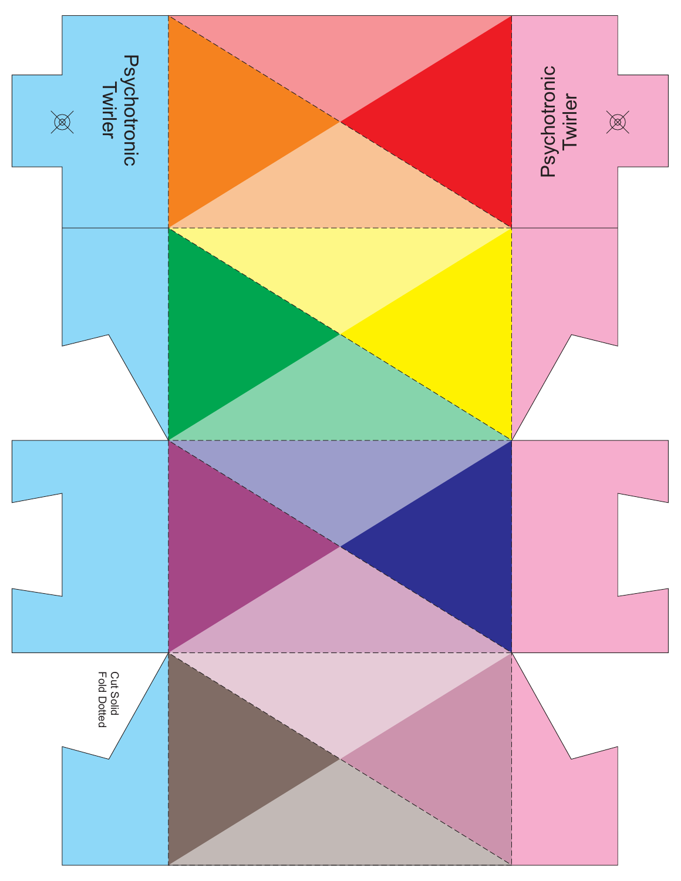Psychotronic Twirler

Psychotronic Twirler

Cut Solid
Fold Dotted